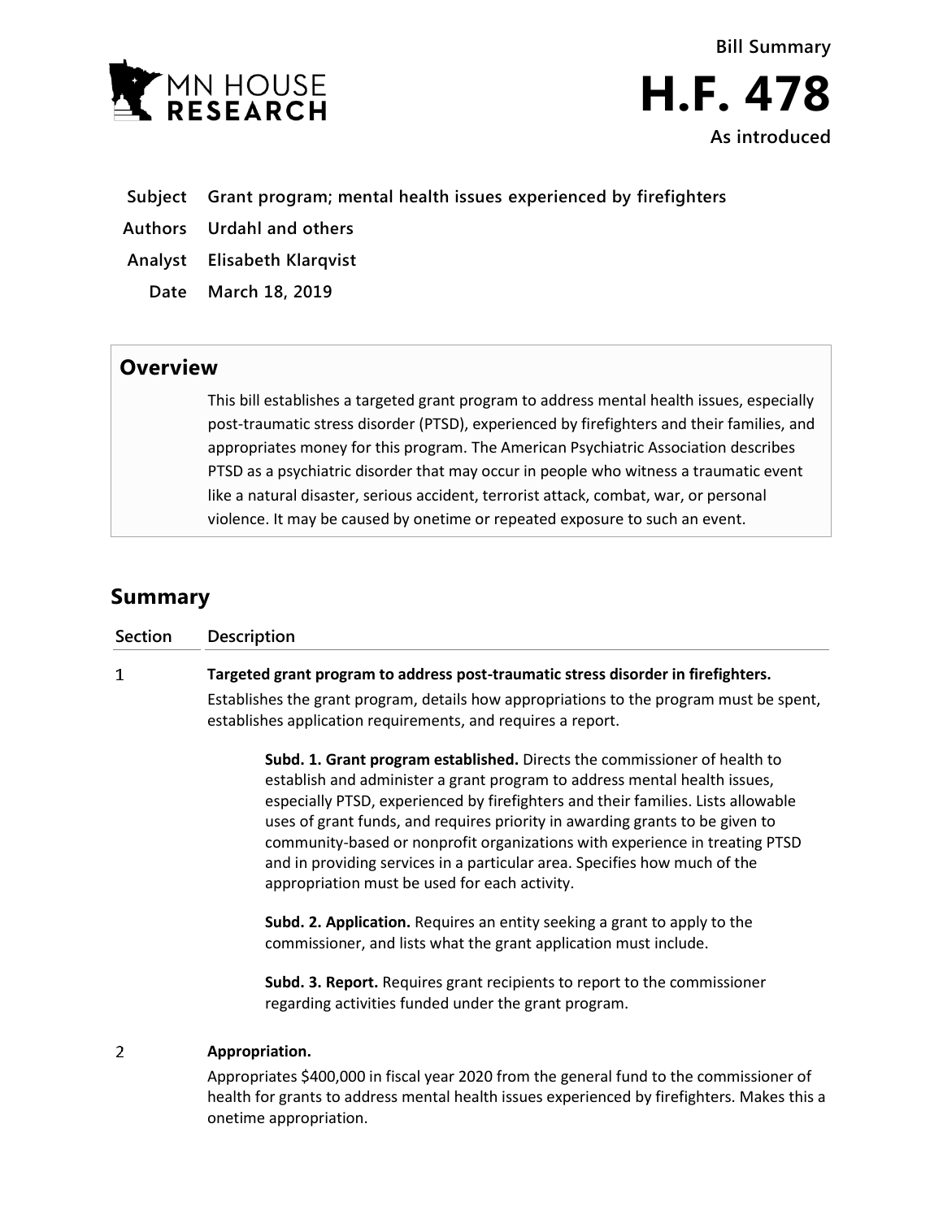Bill Summary

# H.F. 478

As introduced

MN HOUSE RESEARCH

**Subject** Grant program; mental health issues experienced by firefighters

**Authors** Urdahl and others

**Analyst** Elisabeth Klarqvist

**Date** March 18, 2019

## Overview

This bill establishes a targeted grant program to address mental health issues, especially post-traumatic stress disorder (PTSD), experienced by firefighters and their families, and appropriates money for this program. The American Psychiatric Association describes PTSD as a psychiatric disorder that may occur in people who witness a traumatic event like a natural disaster, serious accident, terrorist attack, combat, war, or personal violence. It may be caused by onetime or repeated exposure to such an event.

## Summary

| Section | Description |
|---|---|
| 1 | **Targeted grant program to address post-traumatic stress disorder in firefighters.**<br>Establishes the grant program, details how appropriations to the program must be spent, establishes application requirements, and requires a report.<br><br>**Subd. 1. Grant program established.** Directs the commissioner of health to establish and administer a grant program to address mental health issues, especially PTSD, experienced by firefighters and their families. Lists allowable uses of grant funds, and requires priority in awarding grants to be given to community-based or nonprofit organizations with experience in treating PTSD and in providing services in a particular area. Specifies how much of the appropriation must be used for each activity.<br><br>**Subd. 2. Application.** Requires an entity seeking a grant to apply to the commissioner, and lists what the grant application must include.<br><br>**Subd. 3. Report.** Requires grant recipients to report to the commissioner regarding activities funded under the grant program. |
| 2 | **Appropriation.**<br>Appropriates $400,000 in fiscal year 2020 from the general fund to the commissioner of health for grants to address mental health issues experienced by firefighters. Makes this a onetime appropriation. |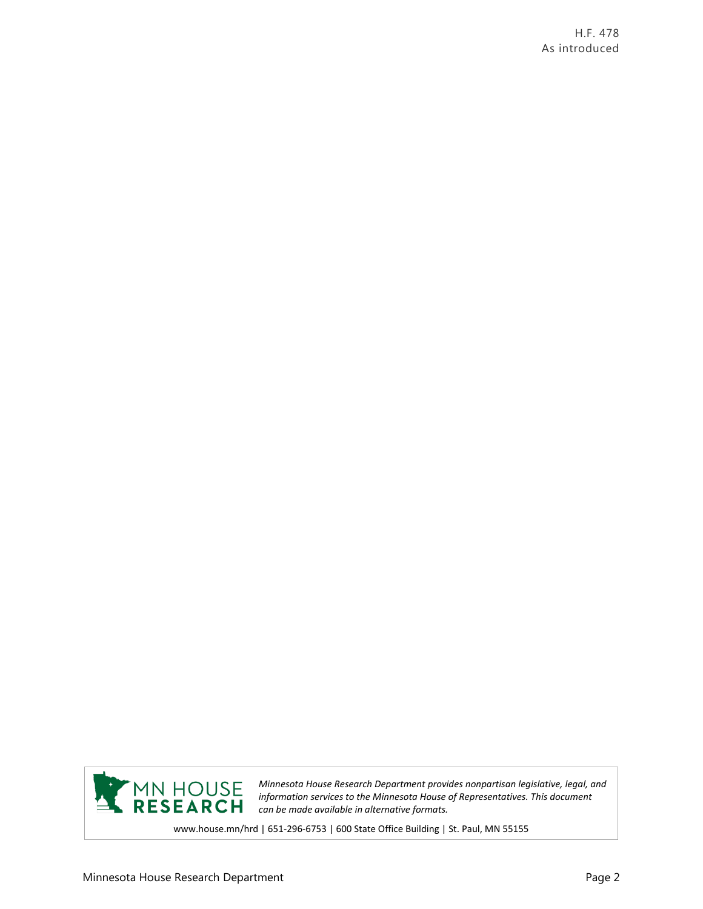MN HOUSE RESEARCH

*Minnesota House Research Department provides nonpartisan legislative, legal, and information services to the Minnesota House of Representatives. This document can be made available in alternative formats.*

www.house.mn/hrd | 651-296-6753 | 600 State Office Building | St. Paul, MN 55155